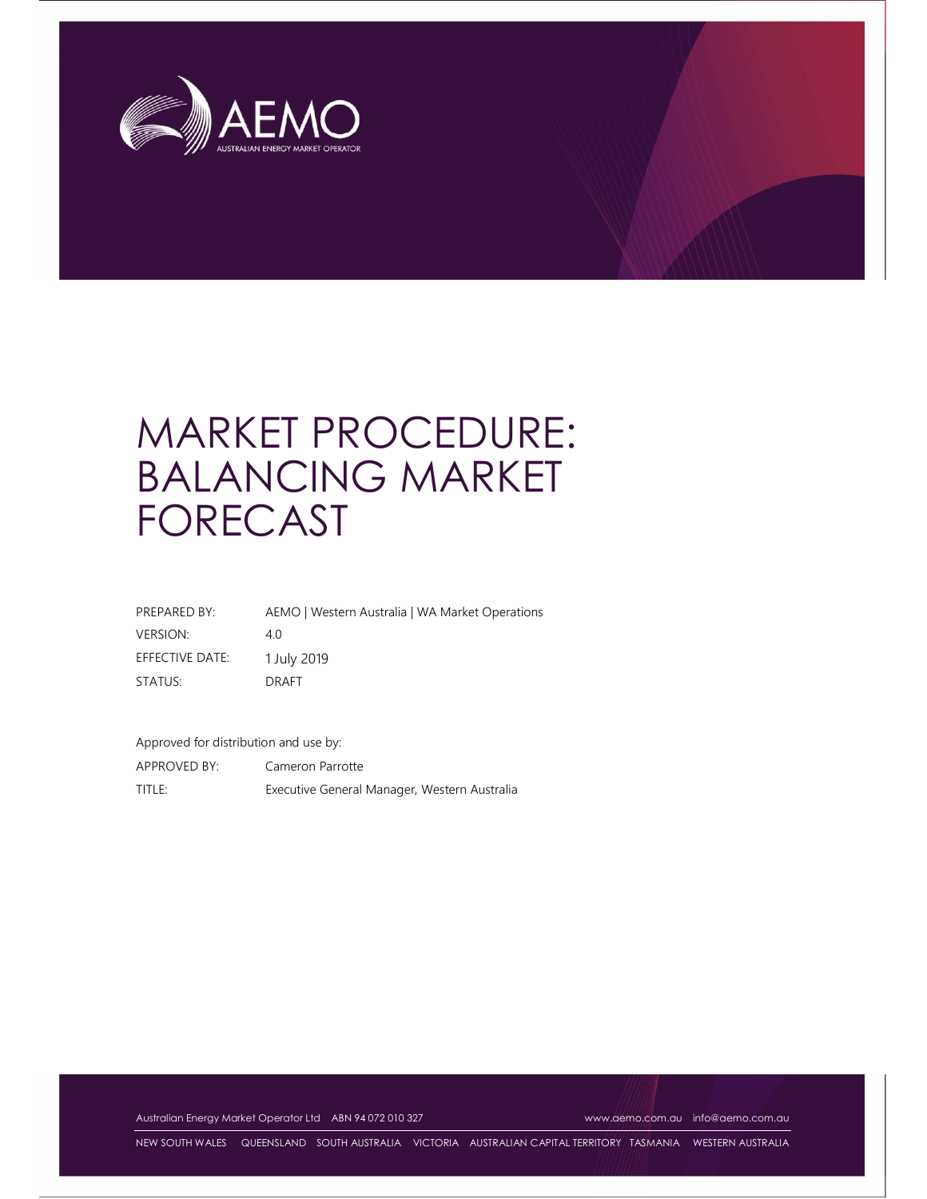# MARKET PROCEDURE: BALANCING MARKET FORECAST

| | |
|---|---|
| PREPARED BY: | AEMO \| Western Australia \| WA Market Operations |
| VERSION: | 4.0 |
| EFFECTIVE DATE: | 1 July 2019 |
| STATUS: | DRAFT |

Approved for distribution and use by:

| | |
|---|---|
| APPROVED BY: | Cameron Parrotte |
| TITLE: | Executive General Manager, Western Australia |

Australian Energy Market Operator Ltd ABN 94 072 010 327 www.aemo.com.au info@aemo.com.au

NEW SOUTH WALES QUEENSLAND SOUTH AUSTRALIA VICTORIA AUSTRALIAN CAPITAL TERRITORY TASMANIA WESTERN AUSTRALIA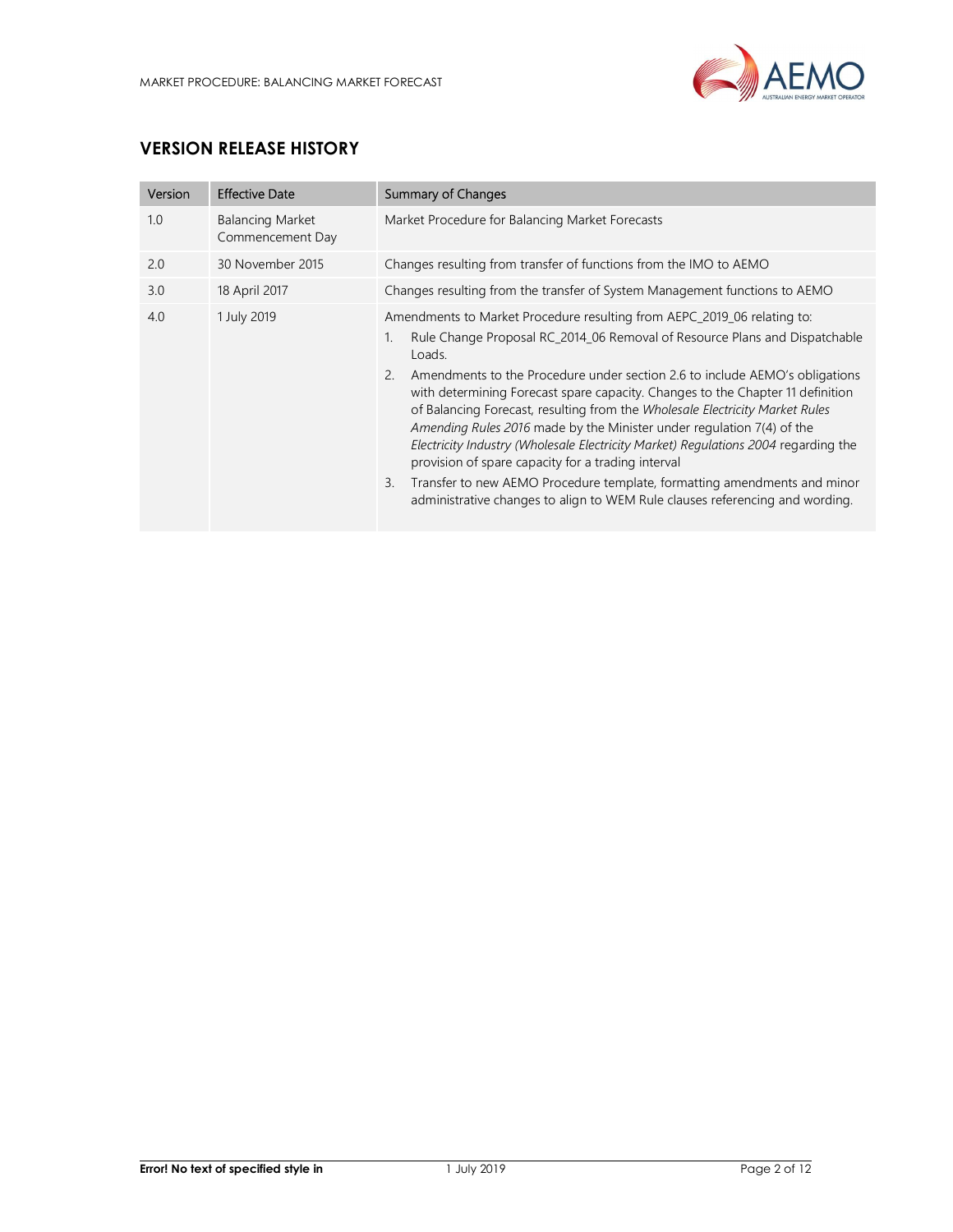## VERSION RELEASE HISTORY

| Version | Effective Date | Summary of Changes |
| --- | --- | --- |
| 1.0 | Balancing Market Commencement Day | Market Procedure for Balancing Market Forecasts |
| 2.0 | 30 November 2015 | Changes resulting from transfer of functions from the IMO to AEMO |
| 3.0 | 18 April 2017 | Changes resulting from the transfer of System Management functions to AEMO |
| 4.0 | 1 July 2019 | Amendments to Market Procedure resulting from AEPC_2019_06 relating to:<br>1. Rule Change Proposal RC_2014_06 Removal of Resource Plans and Dispatchable Loads.<br>2. Amendments to the Procedure under section 2.6 to include AEMO's obligations with determining Forecast spare capacity. Changes to the Chapter 11 definition of Balancing Forecast, resulting from the *Wholesale Electricity Market Rules Amending Rules 2016* made by the Minister under regulation 7(4) of the *Electricity Industry (Wholesale Electricity Market) Regulations 2004* regarding the provision of spare capacity for a trading interval<br>3. Transfer to new AEMO Procedure template, formatting amendments and minor administrative changes to align to WEM Rule clauses referencing and wording. |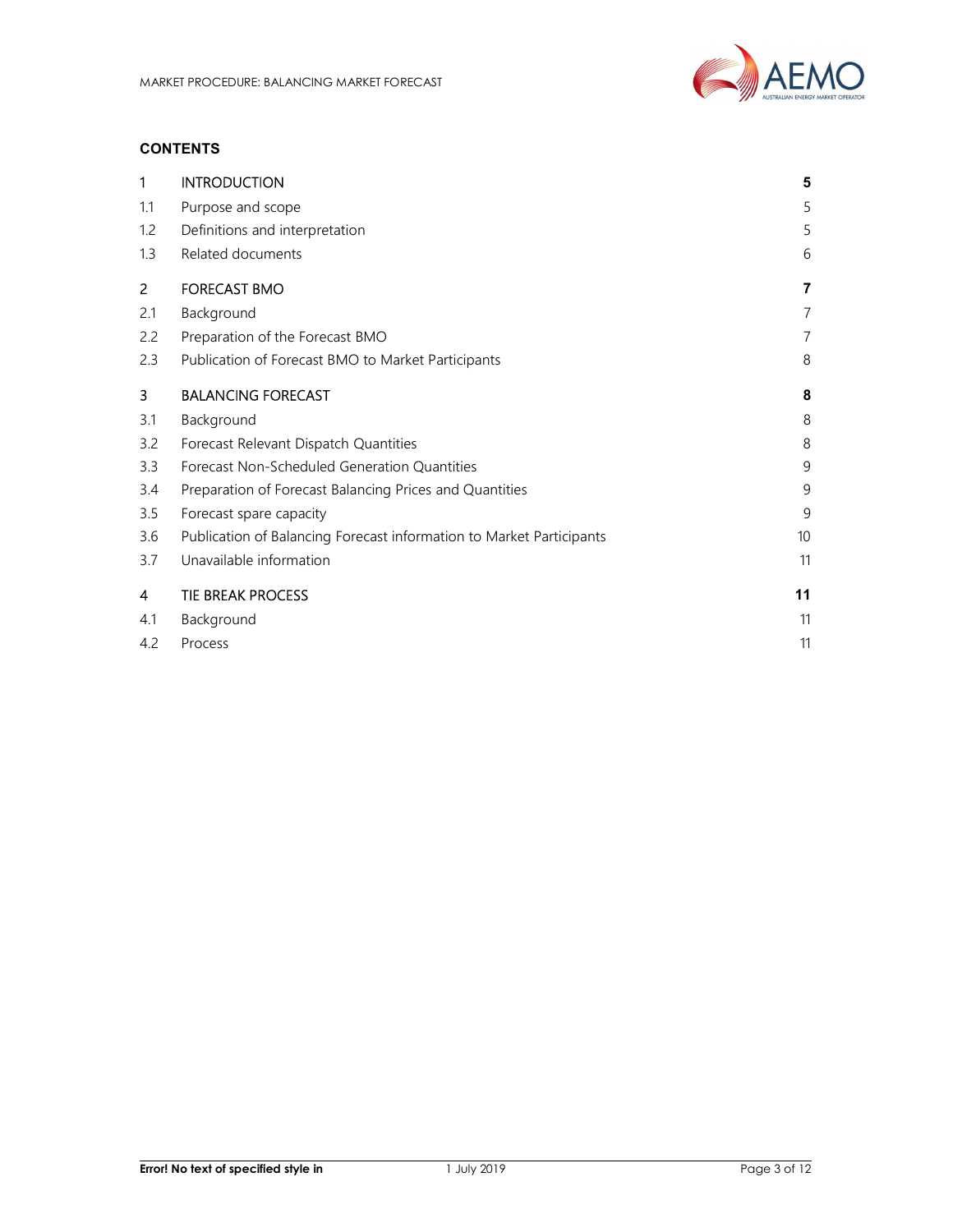## CONTENTS

| | | |
|---|---|---|
| 1 | INTRODUCTION | 5 |
| 1.1 | Purpose and scope | 5 |
| 1.2 | Definitions and interpretation | 5 |
| 1.3 | Related documents | 6 |
| 2 | FORECAST BMO | 7 |
| 2.1 | Background | 7 |
| 2.2 | Preparation of the Forecast BMO | 7 |
| 2.3 | Publication of Forecast BMO to Market Participants | 8 |
| 3 | BALANCING FORECAST | 8 |
| 3.1 | Background | 8 |
| 3.2 | Forecast Relevant Dispatch Quantities | 8 |
| 3.3 | Forecast Non-Scheduled Generation Quantities | 9 |
| 3.4 | Preparation of Forecast Balancing Prices and Quantities | 9 |
| 3.5 | Forecast spare capacity | 9 |
| 3.6 | Publication of Balancing Forecast information to Market Participants | 10 |
| 3.7 | Unavailable information | 11 |
| 4 | TIE BREAK PROCESS | 11 |
| 4.1 | Background | 11 |
| 4.2 | Process | 11 |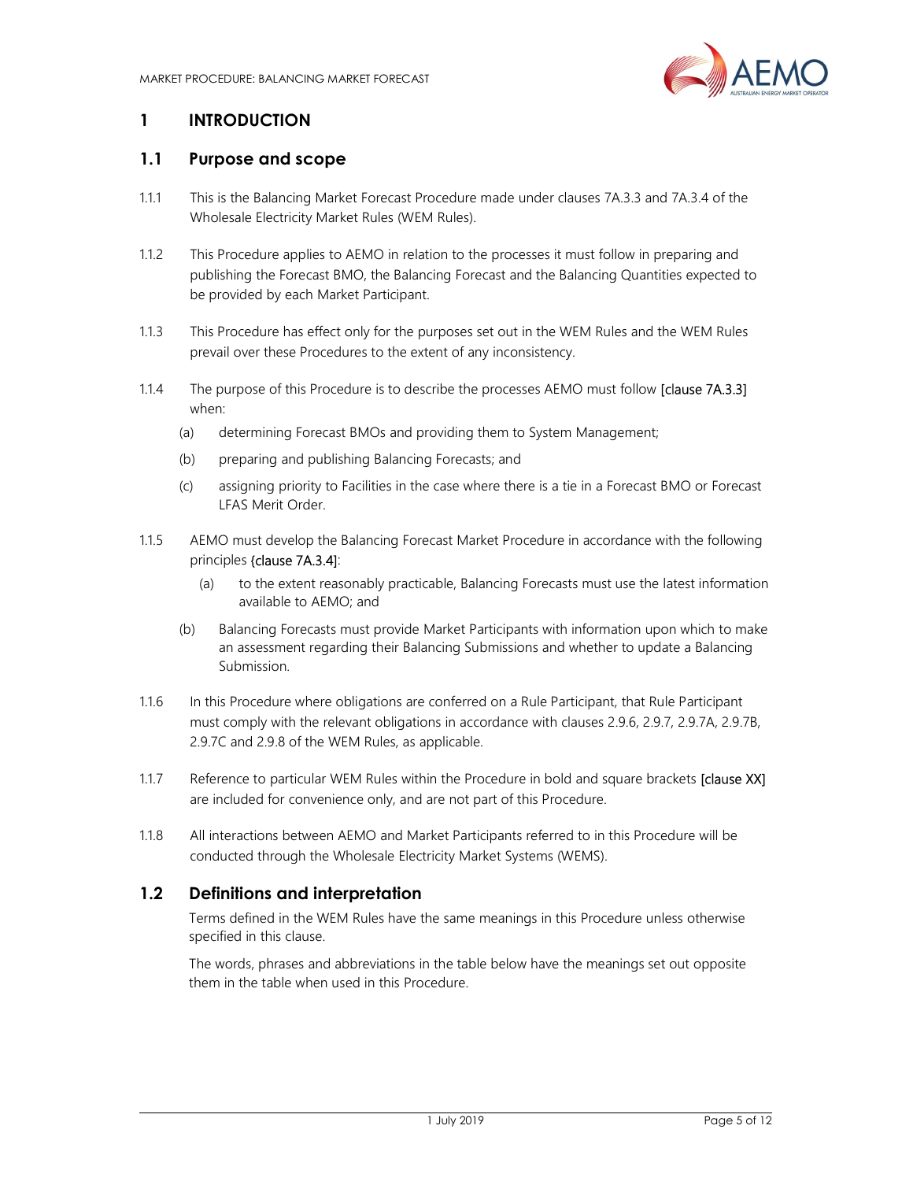# 1 INTRODUCTION

## 1.1 Purpose and scope

1.1.1 This is the Balancing Market Forecast Procedure made under clauses 7A.3.3 and 7A.3.4 of the Wholesale Electricity Market Rules (WEM Rules).

1.1.2 This Procedure applies to AEMO in relation to the processes it must follow in preparing and publishing the Forecast BMO, the Balancing Forecast and the Balancing Quantities expected to be provided by each Market Participant.

1.1.3 This Procedure has effect only for the purposes set out in the WEM Rules and the WEM Rules prevail over these Procedures to the extent of any inconsistency.

1.1.4 The purpose of this Procedure is to describe the processes AEMO must follow **[clause 7A.3.3]** when:

(a) determining Forecast BMOs and providing them to System Management;

(b) preparing and publishing Balancing Forecasts; and

(c) assigning priority to Facilities in the case where there is a tie in a Forecast BMO or Forecast LFAS Merit Order.

1.1.5 AEMO must develop the Balancing Forecast Market Procedure in accordance with the following principles **{clause 7A.3.4]**:

(a) to the extent reasonably practicable, Balancing Forecasts must use the latest information available to AEMO; and

(b) Balancing Forecasts must provide Market Participants with information upon which to make an assessment regarding their Balancing Submissions and whether to update a Balancing Submission.

1.1.6 In this Procedure where obligations are conferred on a Rule Participant, that Rule Participant must comply with the relevant obligations in accordance with clauses 2.9.6, 2.9.7, 2.9.7A, 2.9.7B, 2.9.7C and 2.9.8 of the WEM Rules, as applicable.

1.1.7 Reference to particular WEM Rules within the Procedure in bold and square brackets **[clause XX]** are included for convenience only, and are not part of this Procedure.

1.1.8 All interactions between AEMO and Market Participants referred to in this Procedure will be conducted through the Wholesale Electricity Market Systems (WEMS).

## 1.2 Definitions and interpretation

Terms defined in the WEM Rules have the same meanings in this Procedure unless otherwise specified in this clause.

The words, phrases and abbreviations in the table below have the meanings set out opposite them in the table when used in this Procedure.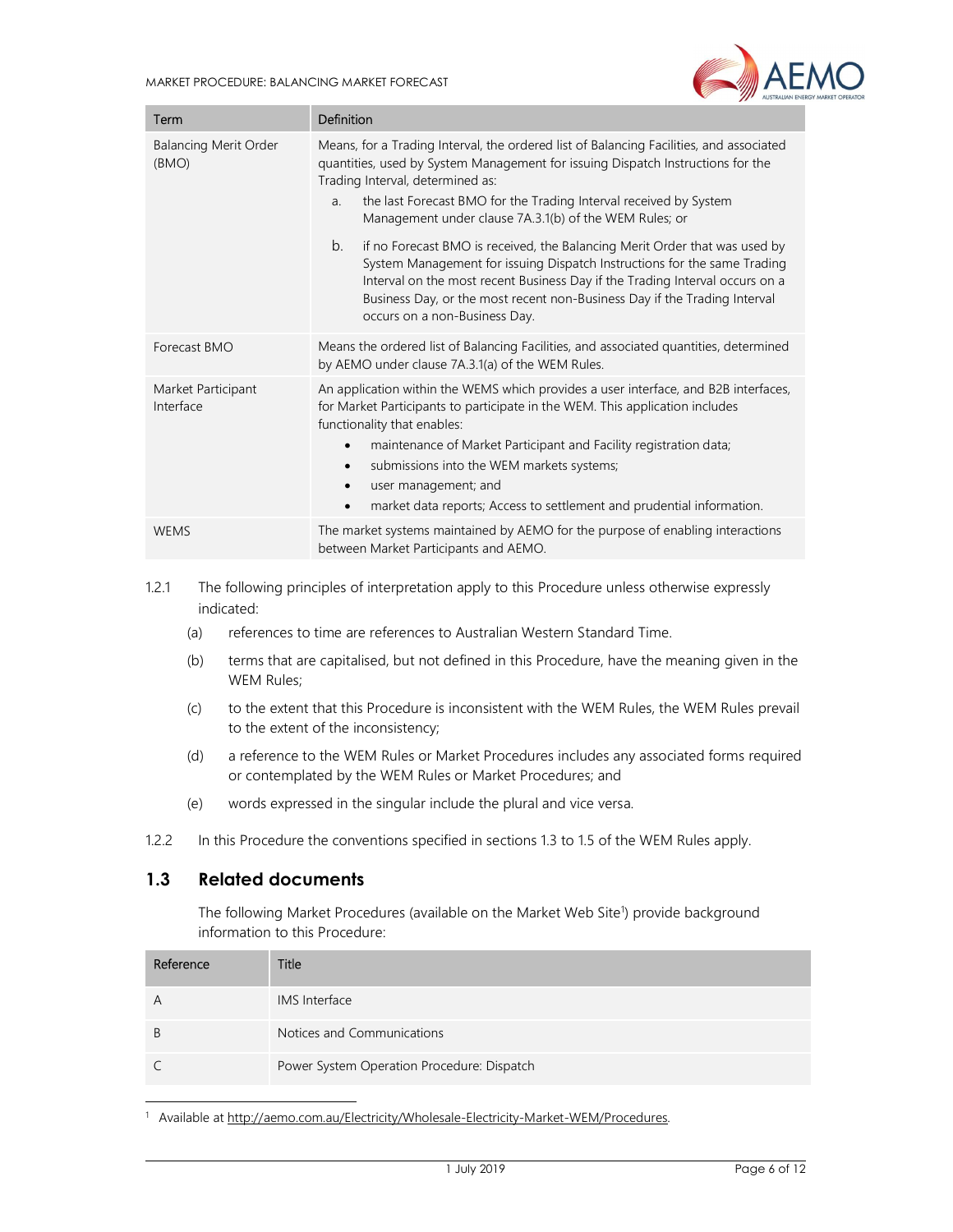| Term | Definition |
| --- | --- |
| Balancing Merit Order (BMO) | Means, for a Trading Interval, the ordered list of Balancing Facilities, and associated quantities, used by System Management for issuing Dispatch Instructions for the Trading Interval, determined as: a. the last Forecast BMO for the Trading Interval received by System Management under clause 7A.3.1(b) of the WEM Rules; or b. if no Forecast BMO is received, the Balancing Merit Order that was used by System Management for issuing Dispatch Instructions for the same Trading Interval on the most recent Business Day if the Trading Interval occurs on a Business Day, or the most recent non-Business Day if the Trading Interval occurs on a non-Business Day. |
| Forecast BMO | Means the ordered list of Balancing Facilities, and associated quantities, determined by AEMO under clause 7A.3.1(a) of the WEM Rules. |
| Market Participant Interface | An application within the WEMS which provides a user interface, and B2B interfaces, for Market Participants to participate in the WEM. This application includes functionality that enables: • maintenance of Market Participant and Facility registration data; • submissions into the WEM markets systems; • user management; and • market data reports; Access to settlement and prudential information. |
| WEMS | The market systems maintained by AEMO for the purpose of enabling interactions between Market Participants and AEMO. |

1.2.1 The following principles of interpretation apply to this Procedure unless otherwise expressly indicated:

(a) references to time are references to Australian Western Standard Time.

(b) terms that are capitalised, but not defined in this Procedure, have the meaning given in the WEM Rules;

(c) to the extent that this Procedure is inconsistent with the WEM Rules, the WEM Rules prevail to the extent of the inconsistency;

(d) a reference to the WEM Rules or Market Procedures includes any associated forms required or contemplated by the WEM Rules or Market Procedures; and

(e) words expressed in the singular include the plural and vice versa.

1.2.2 In this Procedure the conventions specified in sections 1.3 to 1.5 of the WEM Rules apply.

## 1.3 Related documents

The following Market Procedures (available on the Market Web Site[1]) provide background information to this Procedure:

| Reference | Title |
| --- | --- |
| A | IMS Interface |
| B | Notices and Communications |
| C | Power System Operation Procedure: Dispatch |

[1] Available at http://aemo.com.au/Electricity/Wholesale-Electricity-Market-WEM/Procedures.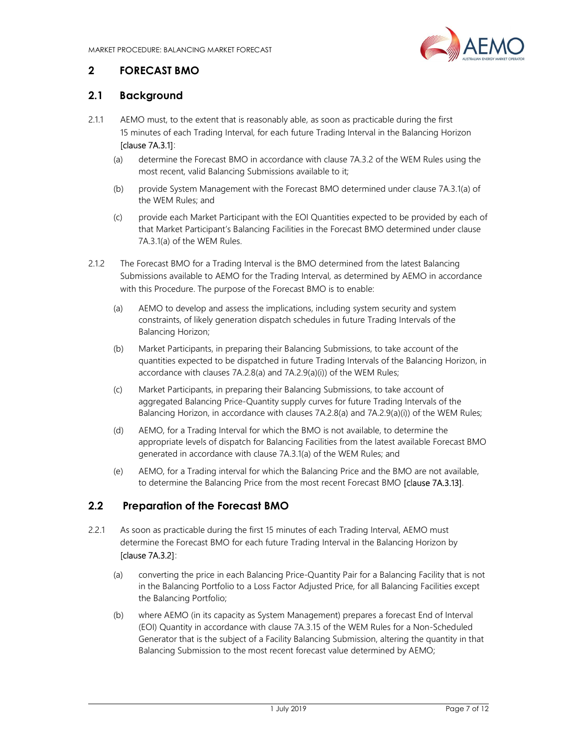## 2 FORECAST BMO

### 2.1 Background

2.1.1 AEMO must, to the extent that is reasonably able, as soon as practicable during the first 15 minutes of each Trading Interval, for each future Trading Interval in the Balancing Horizon [clause 7A.3.1]:

(a) determine the Forecast BMO in accordance with clause 7A.3.2 of the WEM Rules using the most recent, valid Balancing Submissions available to it;

(b) provide System Management with the Forecast BMO determined under clause 7A.3.1(a) of the WEM Rules; and

(c) provide each Market Participant with the EOI Quantities expected to be provided by each of that Market Participant's Balancing Facilities in the Forecast BMO determined under clause 7A.3.1(a) of the WEM Rules.

2.1.2 The Forecast BMO for a Trading Interval is the BMO determined from the latest Balancing Submissions available to AEMO for the Trading Interval, as determined by AEMO in accordance with this Procedure. The purpose of the Forecast BMO is to enable:

(a) AEMO to develop and assess the implications, including system security and system constraints, of likely generation dispatch schedules in future Trading Intervals of the Balancing Horizon;

(b) Market Participants, in preparing their Balancing Submissions, to take account of the quantities expected to be dispatched in future Trading Intervals of the Balancing Horizon, in accordance with clauses 7A.2.8(a) and 7A.2.9(a)(i)) of the WEM Rules;

(c) Market Participants, in preparing their Balancing Submissions, to take account of aggregated Balancing Price-Quantity supply curves for future Trading Intervals of the Balancing Horizon, in accordance with clauses 7A.2.8(a) and 7A.2.9(a)(i)) of the WEM Rules;

(d) AEMO, for a Trading Interval for which the BMO is not available, to determine the appropriate levels of dispatch for Balancing Facilities from the latest available Forecast BMO generated in accordance with clause 7A.3.1(a) of the WEM Rules; and

(e) AEMO, for a Trading interval for which the Balancing Price and the BMO are not available, to determine the Balancing Price from the most recent Forecast BMO [clause 7A.3.13].

### 2.2 Preparation of the Forecast BMO

2.2.1 As soon as practicable during the first 15 minutes of each Trading Interval, AEMO must determine the Forecast BMO for each future Trading Interval in the Balancing Horizon by [clause 7A.3.2]:

(a) converting the price in each Balancing Price-Quantity Pair for a Balancing Facility that is not in the Balancing Portfolio to a Loss Factor Adjusted Price, for all Balancing Facilities except the Balancing Portfolio;

(b) where AEMO (in its capacity as System Management) prepares a forecast End of Interval (EOI) Quantity in accordance with clause 7A.3.15 of the WEM Rules for a Non-Scheduled Generator that is the subject of a Facility Balancing Submission, altering the quantity in that Balancing Submission to the most recent forecast value determined by AEMO;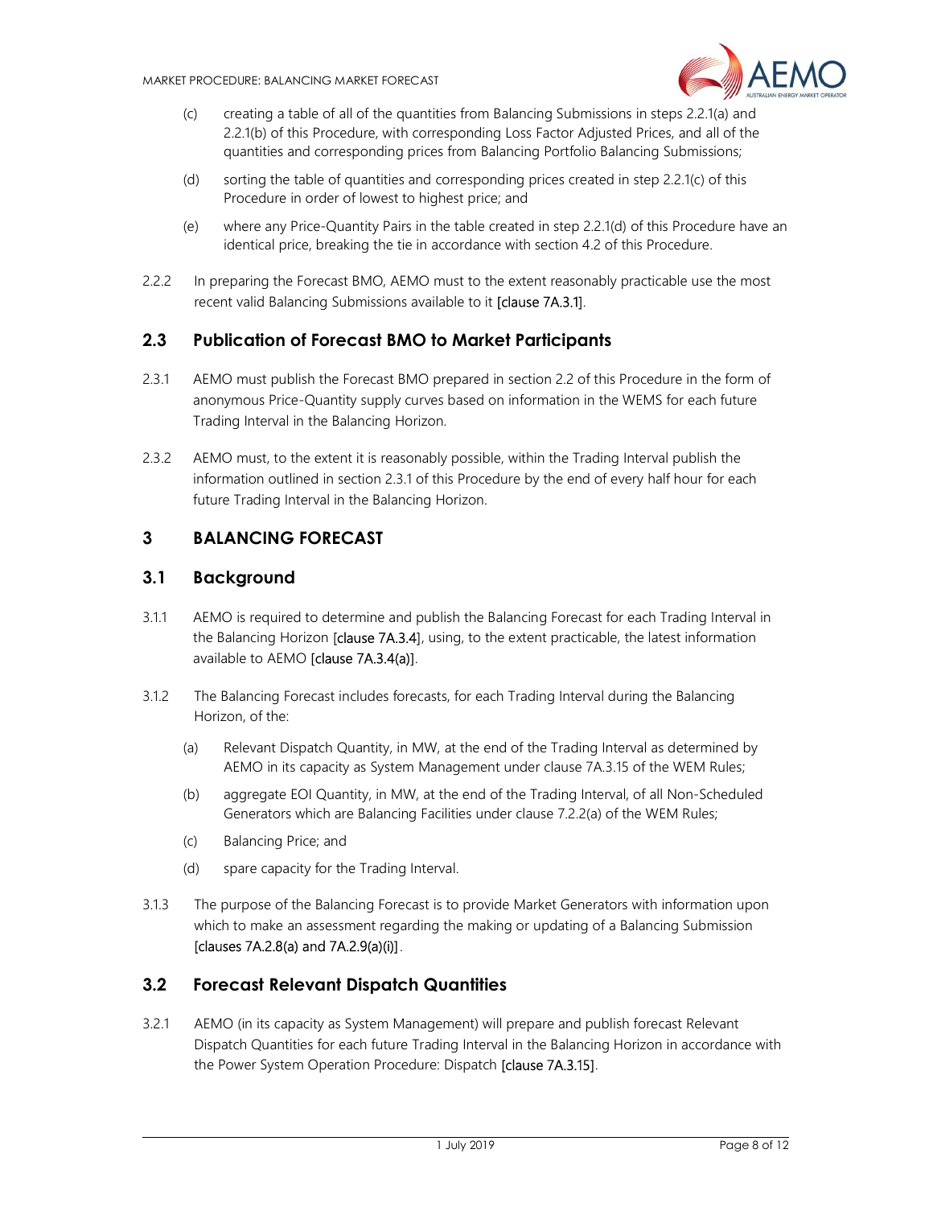(c) creating a table of all of the quantities from Balancing Submissions in steps 2.2.1(a) and 2.2.1(b) of this Procedure, with corresponding Loss Factor Adjusted Prices, and all of the quantities and corresponding prices from Balancing Portfolio Balancing Submissions;

(d) sorting the table of quantities and corresponding prices created in step 2.2.1(c) of this Procedure in order of lowest to highest price; and

(e) where any Price-Quantity Pairs in the table created in step 2.2.1(d) of this Procedure have an identical price, breaking the tie in accordance with section 4.2 of this Procedure.

2.2.2 In preparing the Forecast BMO, AEMO must to the extent reasonably practicable use the most recent valid Balancing Submissions available to it [clause 7A.3.1].

## 2.3 Publication of Forecast BMO to Market Participants

2.3.1 AEMO must publish the Forecast BMO prepared in section 2.2 of this Procedure in the form of anonymous Price-Quantity supply curves based on information in the WEMS for each future Trading Interval in the Balancing Horizon.

2.3.2 AEMO must, to the extent it is reasonably possible, within the Trading Interval publish the information outlined in section 2.3.1 of this Procedure by the end of every half hour for each future Trading Interval in the Balancing Horizon.

# 3 BALANCING FORECAST

## 3.1 Background

3.1.1 AEMO is required to determine and publish the Balancing Forecast for each Trading Interval in the Balancing Horizon [clause 7A.3.4], using, to the extent practicable, the latest information available to AEMO [clause 7A.3.4(a)].

3.1.2 The Balancing Forecast includes forecasts, for each Trading Interval during the Balancing Horizon, of the:

(a) Relevant Dispatch Quantity, in MW, at the end of the Trading Interval as determined by AEMO in its capacity as System Management under clause 7A.3.15 of the WEM Rules;

(b) aggregate EOI Quantity, in MW, at the end of the Trading Interval, of all Non-Scheduled Generators which are Balancing Facilities under clause 7.2.2(a) of the WEM Rules;

(c) Balancing Price; and

(d) spare capacity for the Trading Interval.

3.1.3 The purpose of the Balancing Forecast is to provide Market Generators with information upon which to make an assessment regarding the making or updating of a Balancing Submission [clauses 7A.2.8(a) and 7A.2.9(a)(i)].

## 3.2 Forecast Relevant Dispatch Quantities

3.2.1 AEMO (in its capacity as System Management) will prepare and publish forecast Relevant Dispatch Quantities for each future Trading Interval in the Balancing Horizon in accordance with the Power System Operation Procedure: Dispatch [clause 7A.3.15].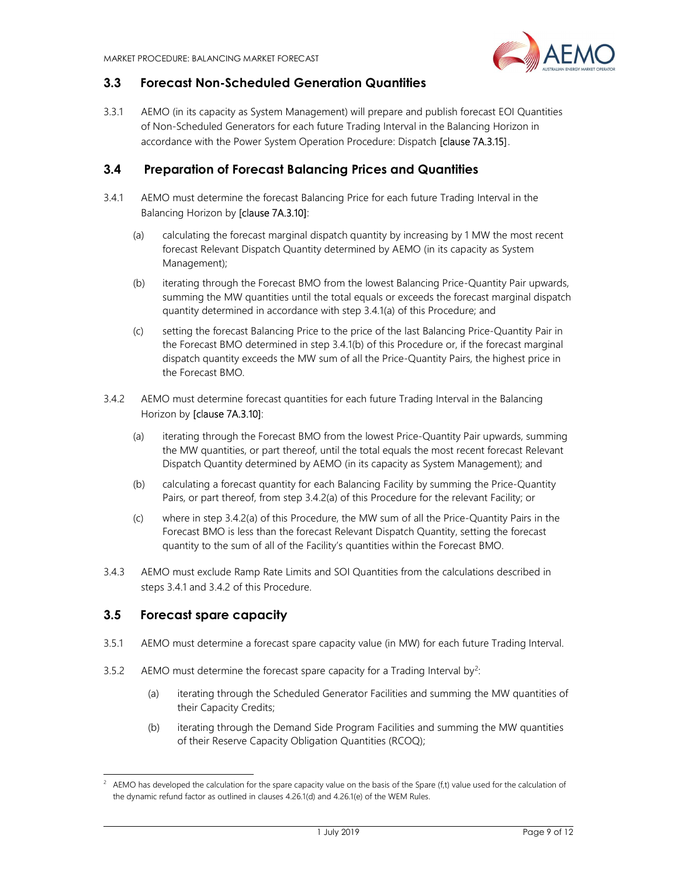## 3.3 Forecast Non-Scheduled Generation Quantities

3.3.1 AEMO (in its capacity as System Management) will prepare and publish forecast EOI Quantities of Non-Scheduled Generators for each future Trading Interval in the Balancing Horizon in accordance with the Power System Operation Procedure: Dispatch [clause 7A.3.15].

## 3.4 Preparation of Forecast Balancing Prices and Quantities

3.4.1 AEMO must determine the forecast Balancing Price for each future Trading Interval in the Balancing Horizon by [clause 7A.3.10]:

(a) calculating the forecast marginal dispatch quantity by increasing by 1 MW the most recent forecast Relevant Dispatch Quantity determined by AEMO (in its capacity as System Management);

(b) iterating through the Forecast BMO from the lowest Balancing Price-Quantity Pair upwards, summing the MW quantities until the total equals or exceeds the forecast marginal dispatch quantity determined in accordance with step 3.4.1(a) of this Procedure; and

(c) setting the forecast Balancing Price to the price of the last Balancing Price-Quantity Pair in the Forecast BMO determined in step 3.4.1(b) of this Procedure or, if the forecast marginal dispatch quantity exceeds the MW sum of all the Price-Quantity Pairs, the highest price in the Forecast BMO.

3.4.2 AEMO must determine forecast quantities for each future Trading Interval in the Balancing Horizon by [clause 7A.3.10]:

(a) iterating through the Forecast BMO from the lowest Price-Quantity Pair upwards, summing the MW quantities, or part thereof, until the total equals the most recent forecast Relevant Dispatch Quantity determined by AEMO (in its capacity as System Management); and

(b) calculating a forecast quantity for each Balancing Facility by summing the Price-Quantity Pairs, or part thereof, from step 3.4.2(a) of this Procedure for the relevant Facility; or

(c) where in step 3.4.2(a) of this Procedure, the MW sum of all the Price-Quantity Pairs in the Forecast BMO is less than the forecast Relevant Dispatch Quantity, setting the forecast quantity to the sum of all of the Facility's quantities within the Forecast BMO.

3.4.3 AEMO must exclude Ramp Rate Limits and SOI Quantities from the calculations described in steps 3.4.1 and 3.4.2 of this Procedure.

## 3.5 Forecast spare capacity

3.5.1 AEMO must determine a forecast spare capacity value (in MW) for each future Trading Interval.

3.5.2 AEMO must determine the forecast spare capacity for a Trading Interval by[2]:

(a) iterating through the Scheduled Generator Facilities and summing the MW quantities of their Capacity Credits;

(b) iterating through the Demand Side Program Facilities and summing the MW quantities of their Reserve Capacity Obligation Quantities (RCOQ);

---

[2] AEMO has developed the calculation for the spare capacity value on the basis of the Spare (f,t) value used for the calculation of the dynamic refund factor as outlined in clauses 4.26.1(d) and 4.26.1(e) of the WEM Rules.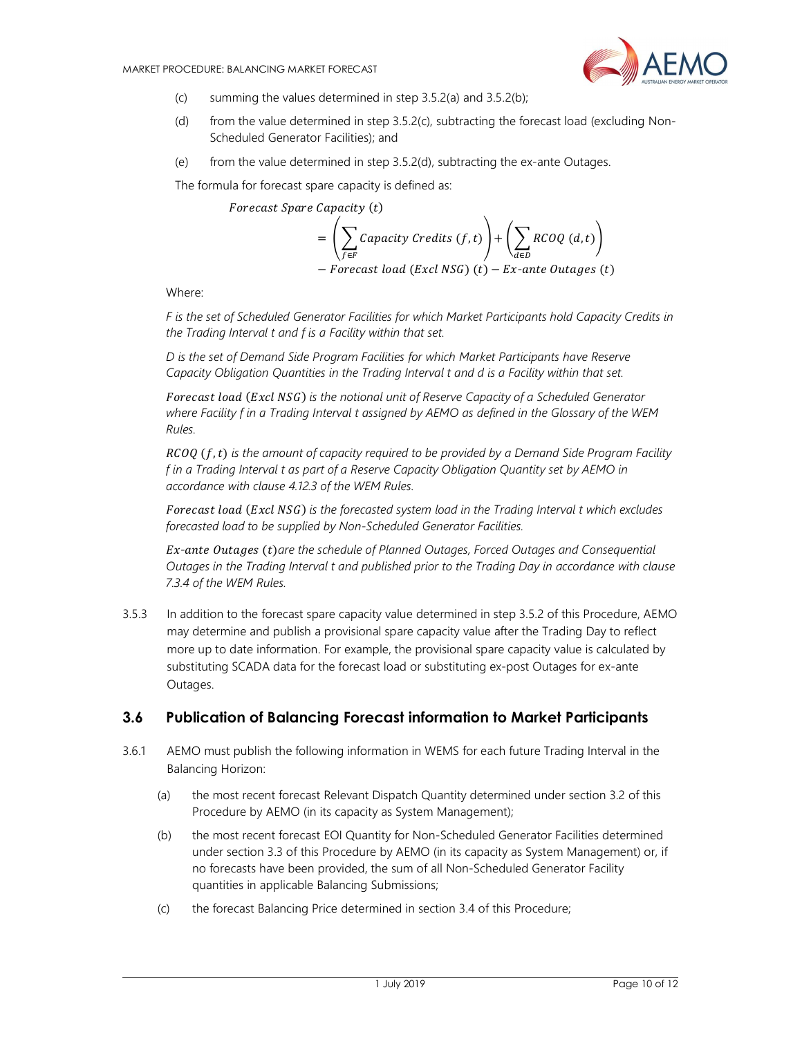(c) summing the values determined in step 3.5.2(a) and 3.5.2(b);

(d) from the value determined in step 3.5.2(c), subtracting the forecast load (excluding Non-Scheduled Generator Facilities); and

(e) from the value determined in step 3.5.2(d), subtracting the ex-ante Outages.

The formula for forecast spare capacity is defined as:

$$Forecast\ Spare\ Capacity\ (t) = \left(\sum_{f \in F} Capacity\ Credits\ (f,t)\right) + \left(\sum_{d \in D} RCOQ\ (d,t)\right) - Forecast\ load\ (Excl\ NSG)\ (t) - Ex\text{-}ante\ Outages\ (t)$$

Where:

*F is the set of Scheduled Generator Facilities for which Market Participants hold Capacity Credits in the Trading Interval t and f is a Facility within that set.*

*D is the set of Demand Side Program Facilities for which Market Participants have Reserve Capacity Obligation Quantities in the Trading Interval t and d is a Facility within that set.*

$Forecast\ load\ (Excl\ NSG)$ *is the notional unit of Reserve Capacity of a Scheduled Generator where Facility f in a Trading Interval t assigned by AEMO as defined in the Glossary of the WEM Rules.*

$RCOQ\ (f,t)$ *is the amount of capacity required to be provided by a Demand Side Program Facility f in a Trading Interval t as part of a Reserve Capacity Obligation Quantity set by AEMO in accordance with clause 4.12.3 of the WEM Rules.*

$Forecast\ load\ (Excl\ NSG)$ *is the forecasted system load in the Trading Interval t which excludes forecasted load to be supplied by Non-Scheduled Generator Facilities.*

$Ex\text{-}ante\ Outages\ (t)$ *are the schedule of Planned Outages, Forced Outages and Consequential Outages in the Trading Interval t and published prior to the Trading Day in accordance with clause 7.3.4 of the WEM Rules.*

3.5.3 In addition to the forecast spare capacity value determined in step 3.5.2 of this Procedure, AEMO may determine and publish a provisional spare capacity value after the Trading Day to reflect more up to date information. For example, the provisional spare capacity value is calculated by substituting SCADA data for the forecast load or substituting ex-post Outages for ex-ante Outages.

## 3.6 Publication of Balancing Forecast information to Market Participants

3.6.1 AEMO must publish the following information in WEMS for each future Trading Interval in the Balancing Horizon:

(a) the most recent forecast Relevant Dispatch Quantity determined under section 3.2 of this Procedure by AEMO (in its capacity as System Management);

(b) the most recent forecast EOI Quantity for Non-Scheduled Generator Facilities determined under section 3.3 of this Procedure by AEMO (in its capacity as System Management) or, if no forecasts have been provided, the sum of all Non-Scheduled Generator Facility quantities in applicable Balancing Submissions;

(c) the forecast Balancing Price determined in section 3.4 of this Procedure;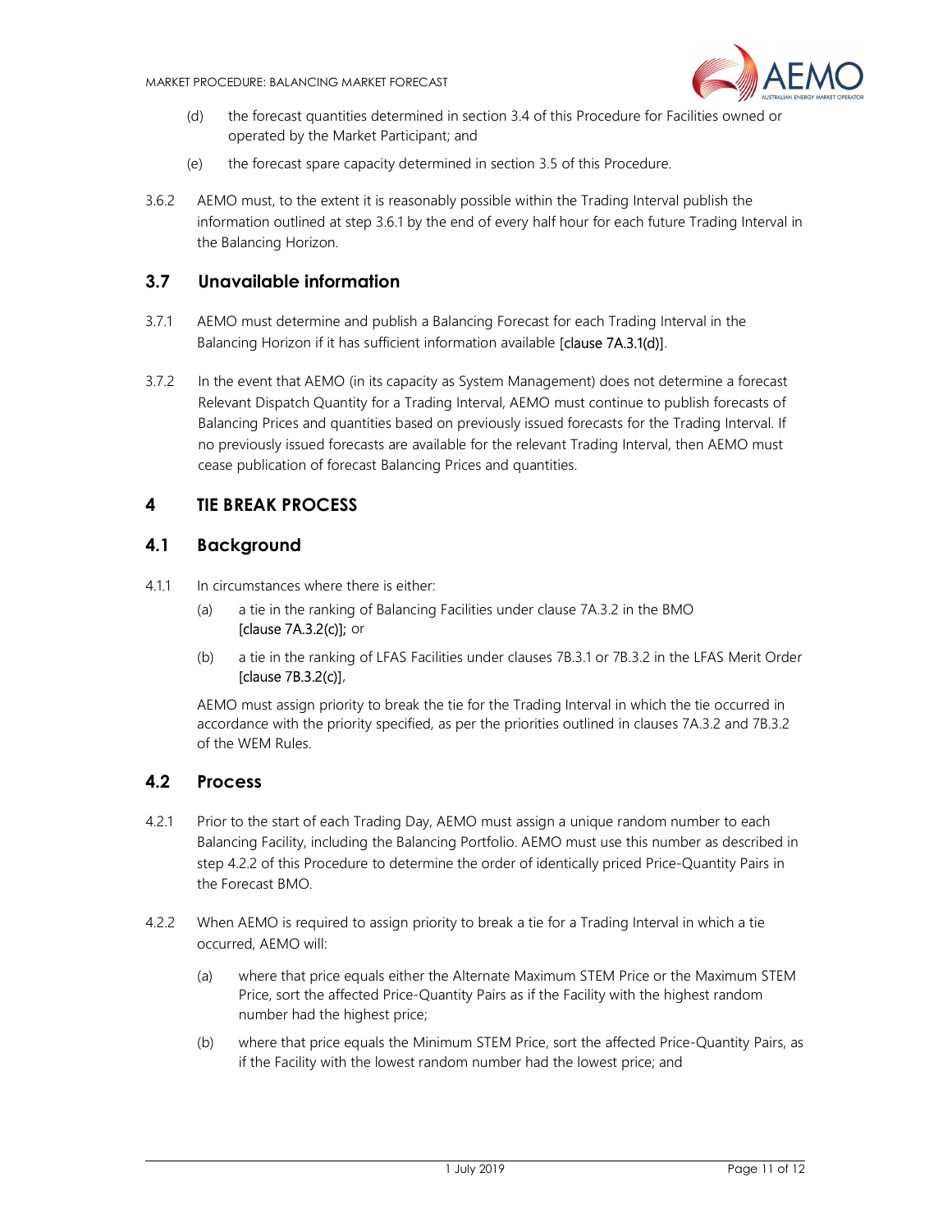(d) the forecast quantities determined in section 3.4 of this Procedure for Facilities owned or operated by the Market Participant; and

(e) the forecast spare capacity determined in section 3.5 of this Procedure.

3.6.2 AEMO must, to the extent it is reasonably possible within the Trading Interval publish the information outlined at step 3.6.1 by the end of every half hour for each future Trading Interval in the Balancing Horizon.

## 3.7 Unavailable information

3.7.1 AEMO must determine and publish a Balancing Forecast for each Trading Interval in the Balancing Horizon if it has sufficient information available [clause 7A.3.1(d)].

3.7.2 In the event that AEMO (in its capacity as System Management) does not determine a forecast Relevant Dispatch Quantity for a Trading Interval, AEMO must continue to publish forecasts of Balancing Prices and quantities based on previously issued forecasts for the Trading Interval. If no previously issued forecasts are available for the relevant Trading Interval, then AEMO must cease publication of forecast Balancing Prices and quantities.

# 4 TIE BREAK PROCESS

## 4.1 Background

4.1.1 In circumstances where there is either:

(a) a tie in the ranking of Balancing Facilities under clause 7A.3.2 in the BMO [clause 7A.3.2(c)]; or

(b) a tie in the ranking of LFAS Facilities under clauses 7B.3.1 or 7B.3.2 in the LFAS Merit Order [clause 7B.3.2(c)],

AEMO must assign priority to break the tie for the Trading Interval in which the tie occurred in accordance with the priority specified, as per the priorities outlined in clauses 7A.3.2 and 7B.3.2 of the WEM Rules.

## 4.2 Process

4.2.1 Prior to the start of each Trading Day, AEMO must assign a unique random number to each Balancing Facility, including the Balancing Portfolio. AEMO must use this number as described in step 4.2.2 of this Procedure to determine the order of identically priced Price-Quantity Pairs in the Forecast BMO.

4.2.2 When AEMO is required to assign priority to break a tie for a Trading Interval in which a tie occurred, AEMO will:

(a) where that price equals either the Alternate Maximum STEM Price or the Maximum STEM Price, sort the affected Price-Quantity Pairs as if the Facility with the highest random number had the highest price;

(b) where that price equals the Minimum STEM Price, sort the affected Price-Quantity Pairs, as if the Facility with the lowest random number had the lowest price; and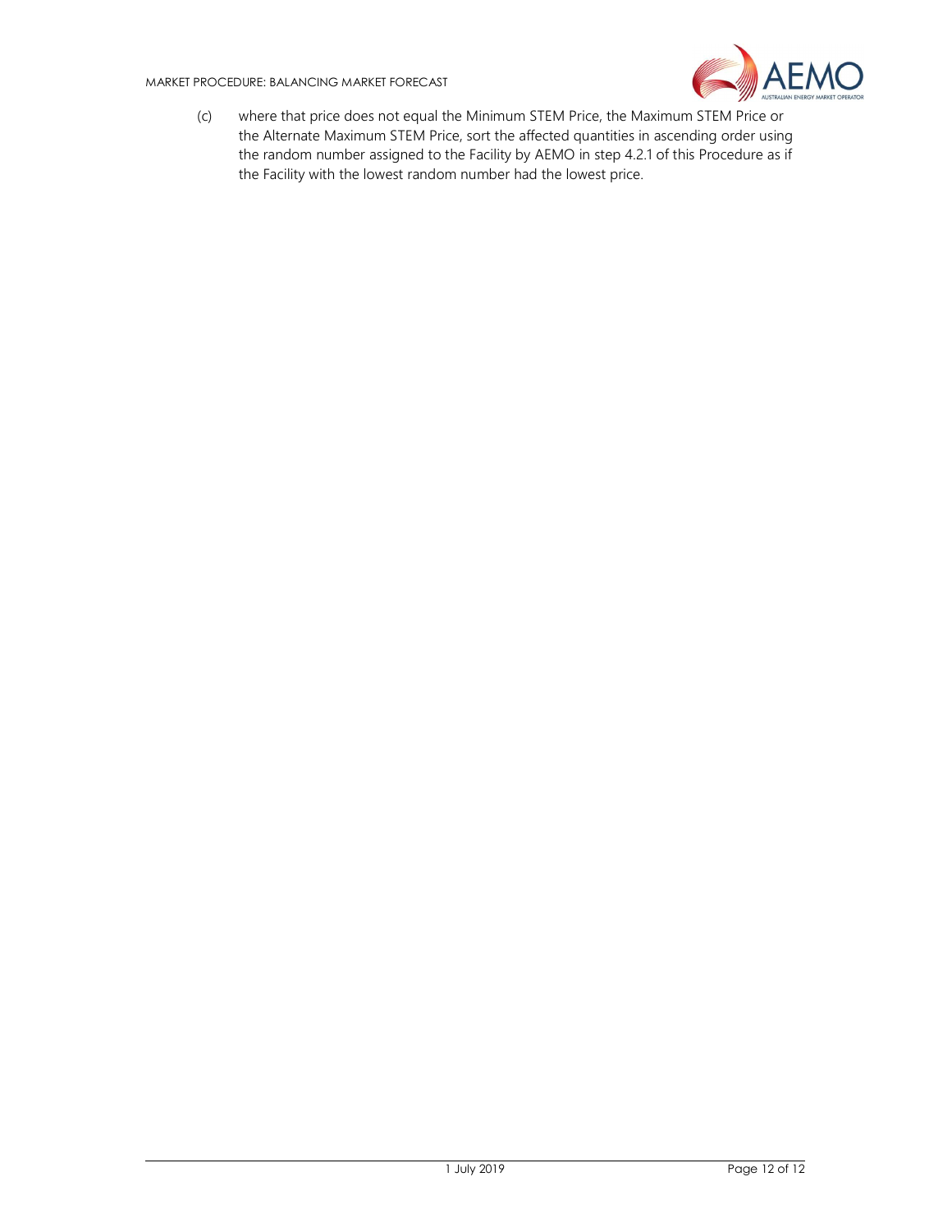(c) where that price does not equal the Minimum STEM Price, the Maximum STEM Price or the Alternate Maximum STEM Price, sort the affected quantities in ascending order using the random number assigned to the Facility by AEMO in step 4.2.1 of this Procedure as if the Facility with the lowest random number had the lowest price.